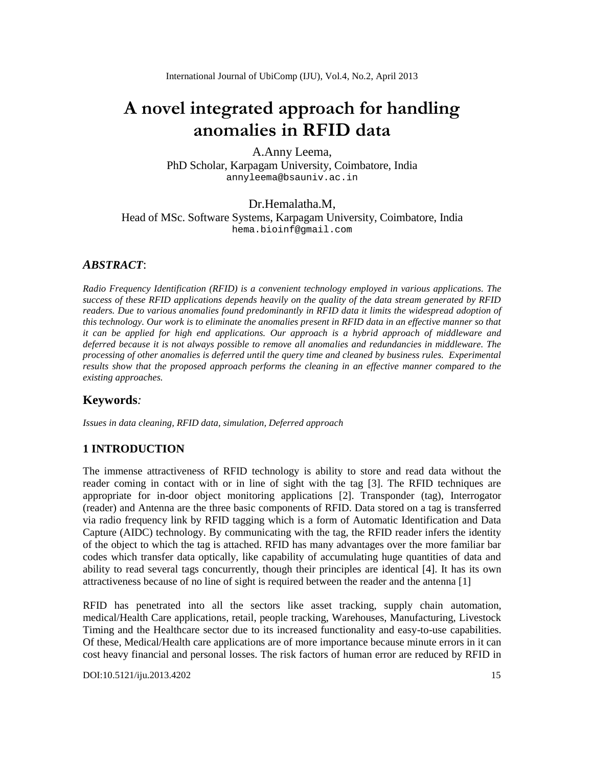# A novel integrated approach for handling anomalies in RFID data

A.Anny Leema,
PhD Scholar, Karpagam University, Coimbatore, India
annyleema@bsauniv.ac.in

Dr.Hemalatha.M,
Head of MSc. Software Systems, Karpagam University, Coimbatore, India
hema.bioinf@gmail.com

### *ABSTRACT*:

*Radio Frequency Identification (RFID) is a convenient technology employed in various applications. The success of these RFID applications depends heavily on the quality of the data stream generated by RFID readers. Due to various anomalies found predominantly in RFID data it limits the widespread adoption of this technology. Our work is to eliminate the anomalies present in RFID data in an effective manner so that it can be applied for high end applications. Our approach is a hybrid approach of middleware and deferred because it is not always possible to remove all anomalies and redundancies in middleware. The processing of other anomalies is deferred until the query time and cleaned by business rules. Experimental results show that the proposed approach performs the cleaning in an effective manner compared to the existing approaches.*

### Keywords:

*Issues in data cleaning, RFID data, simulation, Deferred approach*

## 1 INTRODUCTION

The immense attractiveness of RFID technology is ability to store and read data without the reader coming in contact with or in line of sight with the tag [3]. The RFID techniques are appropriate for in-door object monitoring applications [2]. Transponder (tag), Interrogator (reader) and Antenna are the three basic components of RFID. Data stored on a tag is transferred via radio frequency link by RFID tagging which is a form of Automatic Identification and Data Capture (AIDC) technology. By communicating with the tag, the RFID reader infers the identity of the object to which the tag is attached. RFID has many advantages over the more familiar bar codes which transfer data optically, like capability of accumulating huge quantities of data and ability to read several tags concurrently, though their principles are identical [4]. It has its own attractiveness because of no line of sight is required between the reader and the antenna [1]

RFID has penetrated into all the sectors like asset tracking, supply chain automation, medical/Health Care applications, retail, people tracking, Warehouses, Manufacturing, Livestock Timing and the Healthcare sector due to its increased functionality and easy-to-use capabilities. Of these, Medical/Health care applications are of more importance because minute errors in it can cost heavy financial and personal losses. The risk factors of human error are reduced by RFID in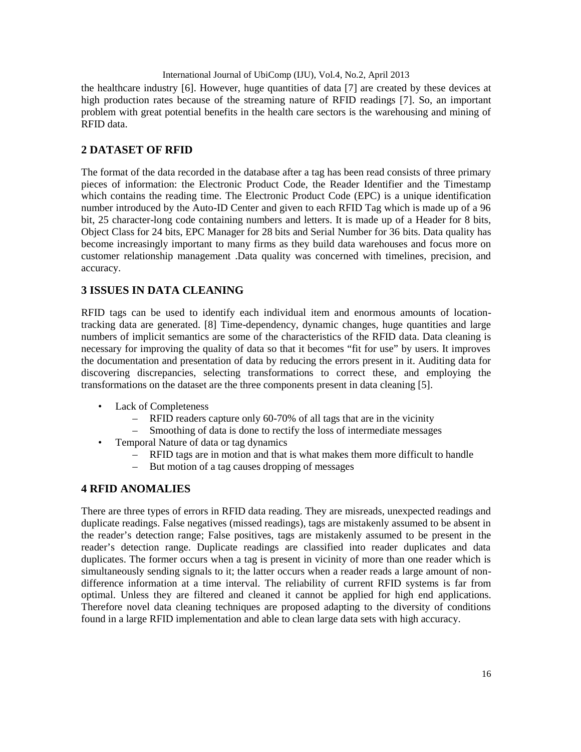the healthcare industry [6]. However, huge quantities of data [7] are created by these devices at high production rates because of the streaming nature of RFID readings [7]. So, an important problem with great potential benefits in the health care sectors is the warehousing and mining of RFID data.

## 2 DATASET OF RFID

The format of the data recorded in the database after a tag has been read consists of three primary pieces of information: the Electronic Product Code, the Reader Identifier and the Timestamp which contains the reading time. The Electronic Product Code (EPC) is a unique identification number introduced by the Auto-ID Center and given to each RFID Tag which is made up of a 96 bit, 25 character-long code containing numbers and letters. It is made up of a Header for 8 bits, Object Class for 24 bits, EPC Manager for 28 bits and Serial Number for 36 bits. Data quality has become increasingly important to many firms as they build data warehouses and focus more on customer relationship management .Data quality was concerned with timelines, precision, and accuracy.

## 3 ISSUES IN DATA CLEANING

RFID tags can be used to identify each individual item and enormous amounts of location-tracking data are generated. [8] Time-dependency, dynamic changes, huge quantities and large numbers of implicit semantics are some of the characteristics of the RFID data. Data cleaning is necessary for improving the quality of data so that it becomes "fit for use" by users. It improves the documentation and presentation of data by reducing the errors present in it. Auditing data for discovering discrepancies, selecting transformations to correct these, and employing the transformations on the dataset are the three components present in data cleaning [5].

- Lack of Completeness
  - RFID readers capture only 60-70% of all tags that are in the vicinity
  - Smoothing of data is done to rectify the loss of intermediate messages
- Temporal Nature of data or tag dynamics
  - RFID tags are in motion and that is what makes them more difficult to handle
  - But motion of a tag causes dropping of messages

## 4 RFID ANOMALIES

There are three types of errors in RFID data reading. They are misreads, unexpected readings and duplicate readings. False negatives (missed readings), tags are mistakenly assumed to be absent in the reader's detection range; False positives, tags are mistakenly assumed to be present in the reader's detection range. Duplicate readings are classified into reader duplicates and data duplicates. The former occurs when a tag is present in vicinity of more than one reader which is simultaneously sending signals to it; the latter occurs when a reader reads a large amount of non-difference information at a time interval. The reliability of current RFID systems is far from optimal. Unless they are filtered and cleaned it cannot be applied for high end applications. Therefore novel data cleaning techniques are proposed adapting to the diversity of conditions found in a large RFID implementation and able to clean large data sets with high accuracy.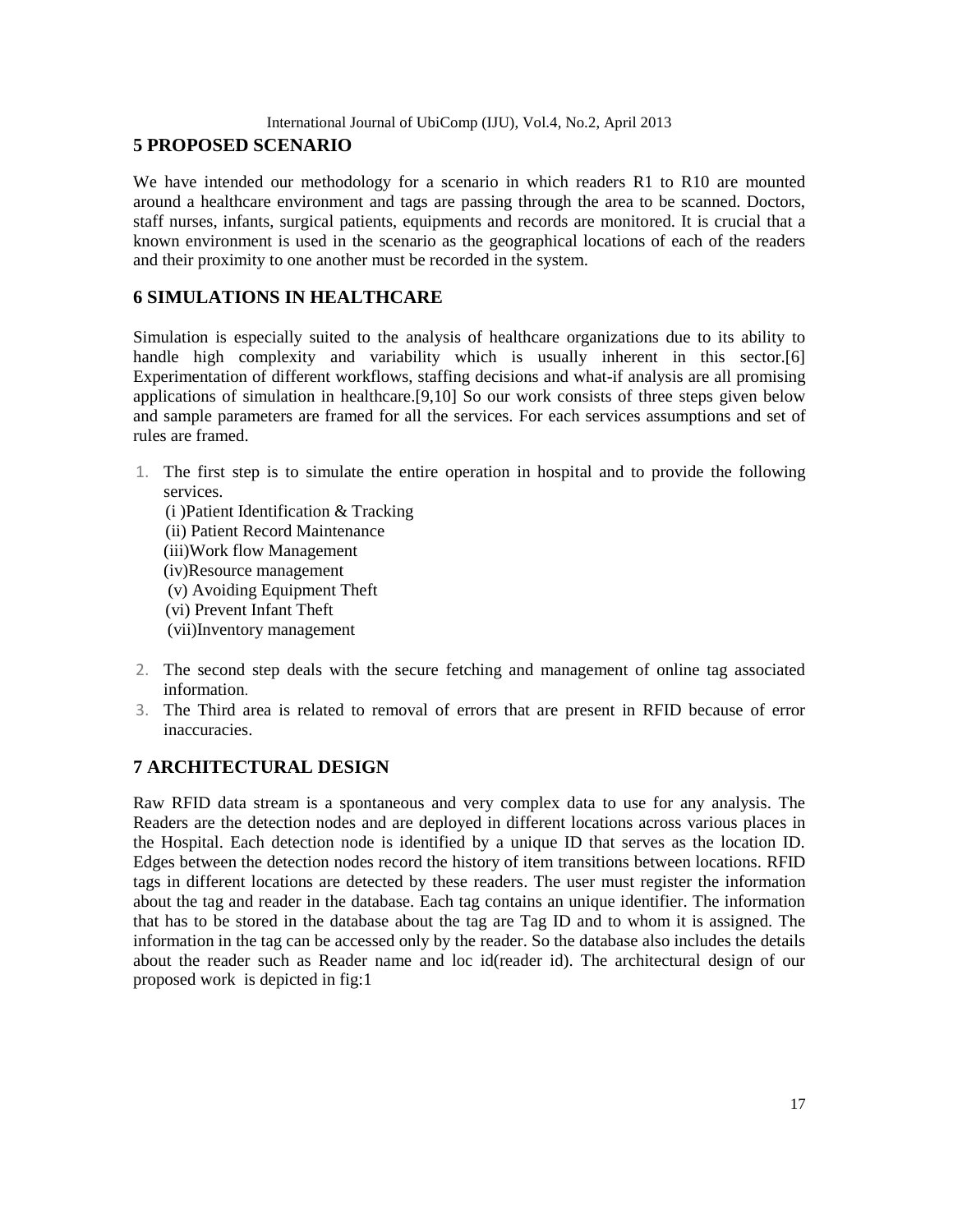## 5 PROPOSED SCENARIO

We have intended our methodology for a scenario in which readers R1 to R10 are mounted around a healthcare environment and tags are passing through the area to be scanned. Doctors, staff nurses, infants, surgical patients, equipments and records are monitored. It is crucial that a known environment is used in the scenario as the geographical locations of each of the readers and their proximity to one another must be recorded in the system.

## 6 SIMULATIONS IN HEALTHCARE

Simulation is especially suited to the analysis of healthcare organizations due to its ability to handle high complexity and variability which is usually inherent in this sector.[6] Experimentation of different workflows, staffing decisions and what-if analysis are all promising applications of simulation in healthcare.[9,10] So our work consists of three steps given below and sample parameters are framed for all the services. For each services assumptions and set of rules are framed.

1. The first step is to simulate the entire operation in hospital and to provide the following services.
   (i )Patient Identification & Tracking
   (ii) Patient Record Maintenance
   (iii)Work flow Management
   (iv)Resource management
   (v) Avoiding Equipment Theft
   (vi) Prevent Infant Theft
   (vii)Inventory management
2. The second step deals with the secure fetching and management of online tag associated information.
3. The Third area is related to removal of errors that are present in RFID because of error inaccuracies.

## 7 ARCHITECTURAL DESIGN

Raw RFID data stream is a spontaneous and very complex data to use for any analysis. The Readers are the detection nodes and are deployed in different locations across various places in the Hospital. Each detection node is identified by a unique ID that serves as the location ID. Edges between the detection nodes record the history of item transitions between locations. RFID tags in different locations are detected by these readers. The user must register the information about the tag and reader in the database. Each tag contains an unique identifier. The information that has to be stored in the database about the tag are Tag ID and to whom it is assigned. The information in the tag can be accessed only by the reader. So the database also includes the details about the reader such as Reader name and loc id(reader id). The architectural design of our proposed work is depicted in fig:1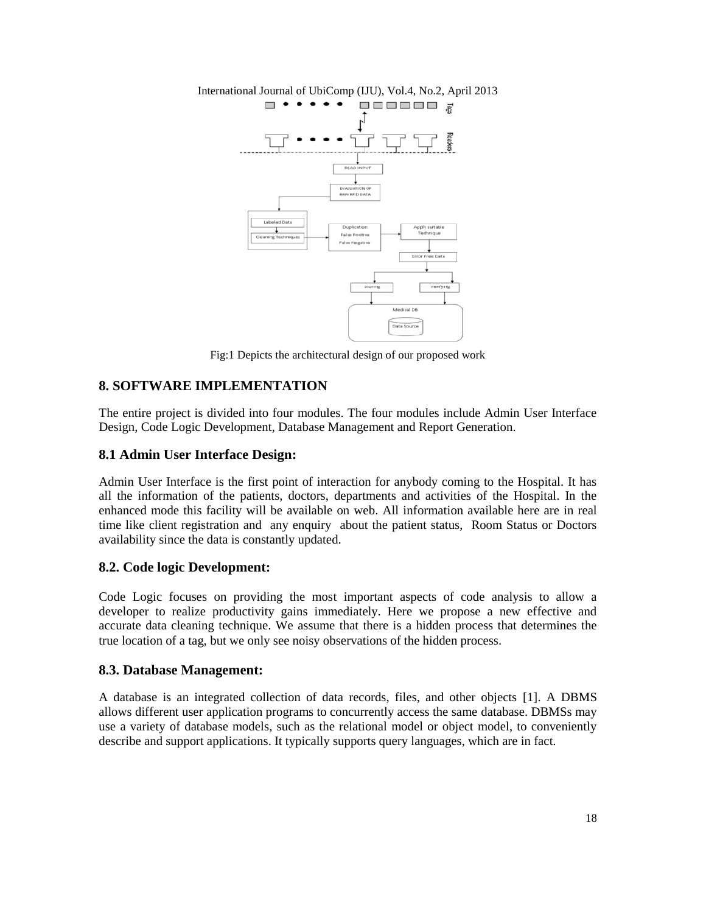Fig:1 Depicts the architectural design of our proposed work

## 8. SOFTWARE IMPLEMENTATION

The entire project is divided into four modules. The four modules include Admin User Interface Design, Code Logic Development, Database Management and Report Generation.

### 8.1 Admin User Interface Design:

Admin User Interface is the first point of interaction for anybody coming to the Hospital. It has all the information of the patients, doctors, departments and activities of the Hospital. In the enhanced mode this facility will be available on web. All information available here are in real time like client registration and any enquiry about the patient status, Room Status or Doctors availability since the data is constantly updated.

### 8.2. Code logic Development:

Code Logic focuses on providing the most important aspects of code analysis to allow a developer to realize productivity gains immediately. Here we propose a new effective and accurate data cleaning technique. We assume that there is a hidden process that determines the true location of a tag, but we only see noisy observations of the hidden process.

### 8.3. Database Management:

A database is an integrated collection of data records, files, and other objects [1]. A DBMS allows different user application programs to concurrently access the same database. DBMSs may use a variety of database models, such as the relational model or object model, to conveniently describe and support applications. It typically supports query languages, which are in fact.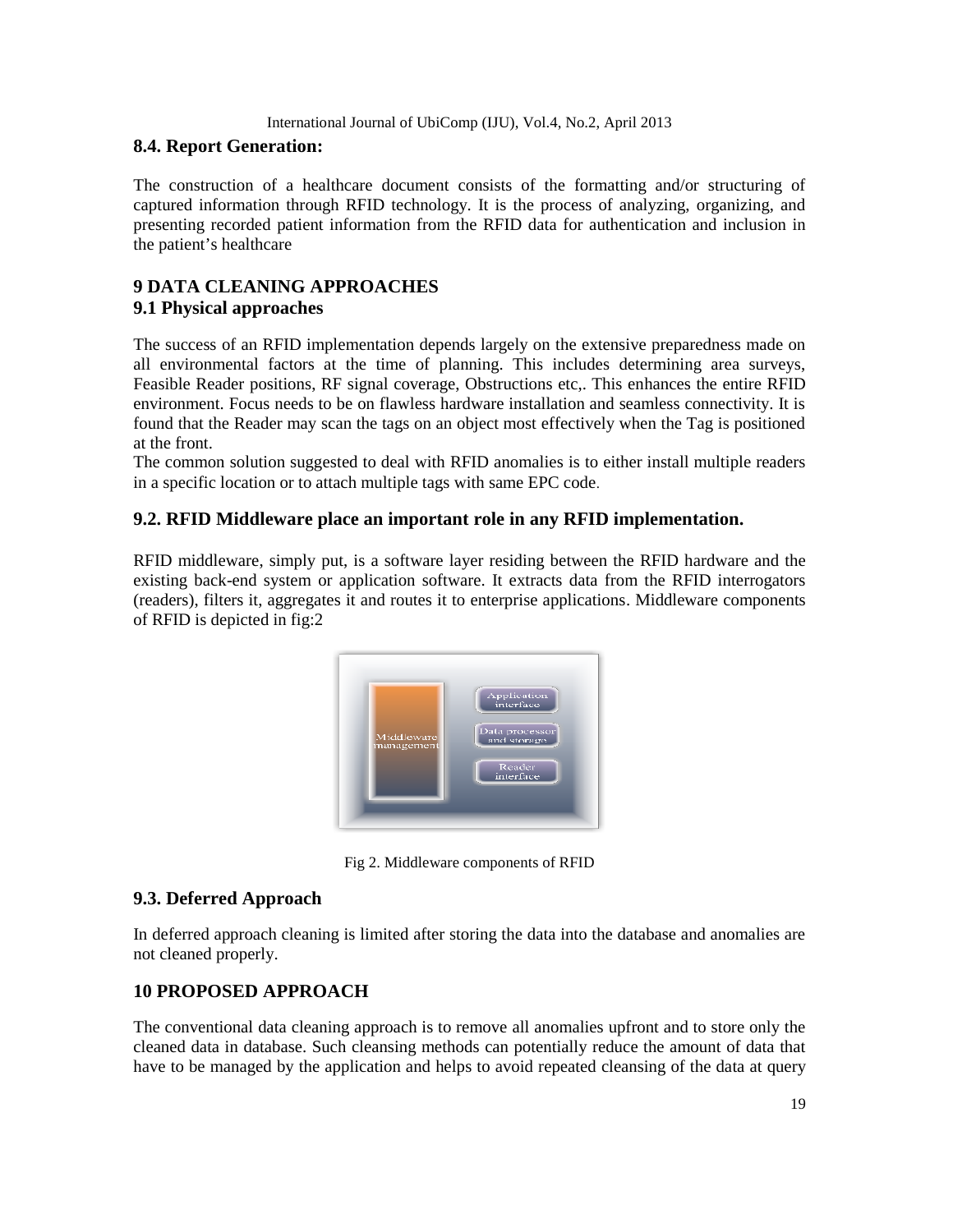### 8.4. Report Generation:

The construction of a healthcare document consists of the formatting and/or structuring of captured information through RFID technology. It is the process of analyzing, organizing, and presenting recorded patient information from the RFID data for authentication and inclusion in the patient's healthcare

## 9 DATA CLEANING APPROACHES

### 9.1 Physical approaches

The success of an RFID implementation depends largely on the extensive preparedness made on all environmental factors at the time of planning. This includes determining area surveys, Feasible Reader positions, RF signal coverage, Obstructions etc,. This enhances the entire RFID environment. Focus needs to be on flawless hardware installation and seamless connectivity. It is found that the Reader may scan the tags on an object most effectively when the Tag is positioned at the front.

The common solution suggested to deal with RFID anomalies is to either install multiple readers in a specific location or to attach multiple tags with same EPC code.

### 9.2. RFID Middleware place an important role in any RFID implementation.

RFID middleware, simply put, is a software layer residing between the RFID hardware and the existing back-end system or application software. It extracts data from the RFID interrogators (readers), filters it, aggregates it and routes it to enterprise applications. Middleware components of RFID is depicted in fig:2

Fig 2. Middleware components of RFID

### 9.3. Deferred Approach

In deferred approach cleaning is limited after storing the data into the database and anomalies are not cleaned properly.

## 10 PROPOSED APPROACH

The conventional data cleaning approach is to remove all anomalies upfront and to store only the cleaned data in database. Such cleansing methods can potentially reduce the amount of data that have to be managed by the application and helps to avoid repeated cleansing of the data at query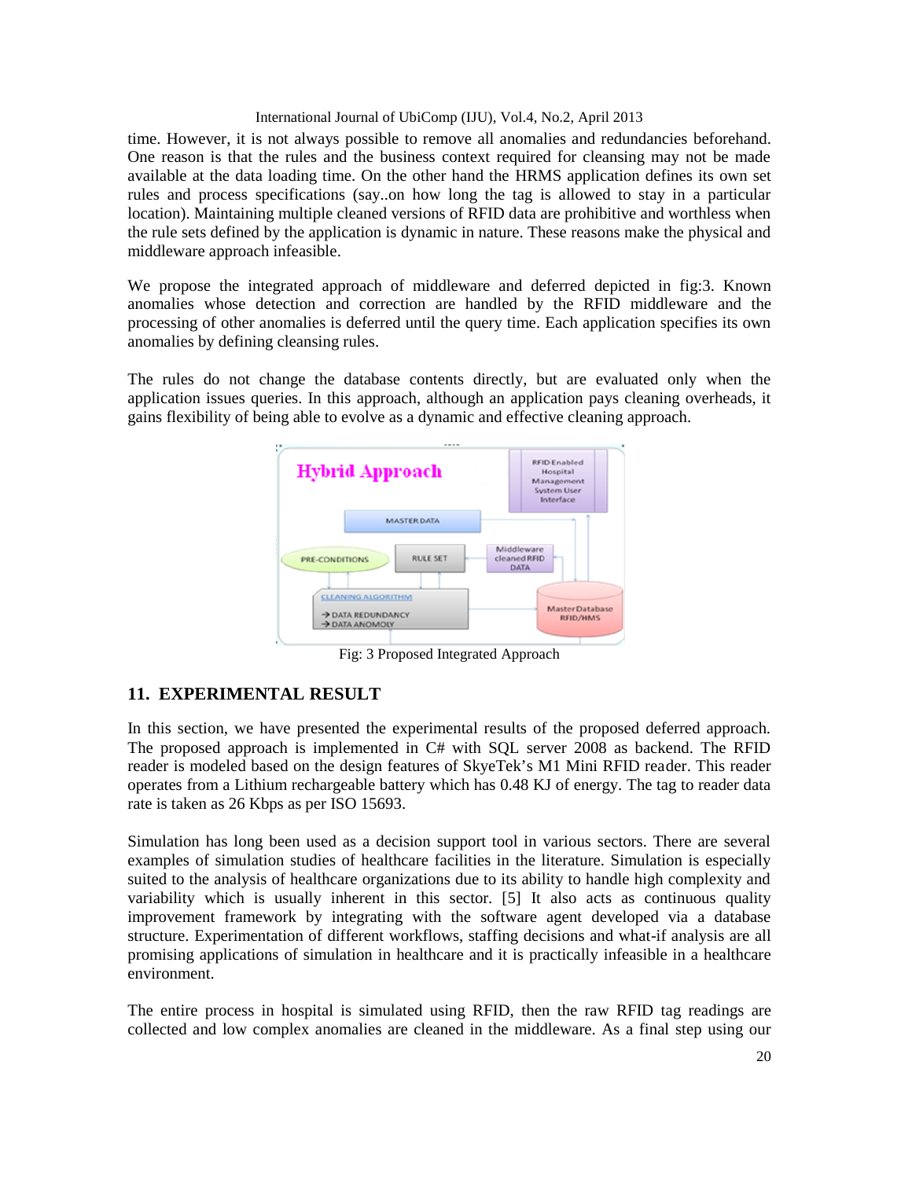time. However, it is not always possible to remove all anomalies and redundancies beforehand. One reason is that the rules and the business context required for cleansing may not be made available at the data loading time. On the other hand the HRMS application defines its own set rules and process specifications (say..on how long the tag is allowed to stay in a particular location). Maintaining multiple cleaned versions of RFID data are prohibitive and worthless when the rule sets defined by the application is dynamic in nature. These reasons make the physical and middleware approach infeasible.

We propose the integrated approach of middleware and deferred depicted in fig:3. Known anomalies whose detection and correction are handled by the RFID middleware and the processing of other anomalies is deferred until the query time. Each application specifies its own anomalies by defining cleansing rules.

The rules do not change the database contents directly, but are evaluated only when the application issues queries. In this approach, although an application pays cleaning overheads, it gains flexibility of being able to evolve as a dynamic and effective cleaning approach.

Fig: 3 Proposed Integrated Approach

## 11. EXPERIMENTAL RESULT

In this section, we have presented the experimental results of the proposed deferred approach. The proposed approach is implemented in C# with SQL server 2008 as backend. The RFID reader is modeled based on the design features of SkyeTek's M1 Mini RFID reader. This reader operates from a Lithium rechargeable battery which has 0.48 KJ of energy. The tag to reader data rate is taken as 26 Kbps as per ISO 15693.

Simulation has long been used as a decision support tool in various sectors. There are several examples of simulation studies of healthcare facilities in the literature. Simulation is especially suited to the analysis of healthcare organizations due to its ability to handle high complexity and variability which is usually inherent in this sector. [5] It also acts as continuous quality improvement framework by integrating with the software agent developed via a database structure. Experimentation of different workflows, staffing decisions and what-if analysis are all promising applications of simulation in healthcare and it is practically infeasible in a healthcare environment.

The entire process in hospital is simulated using RFID, then the raw RFID tag readings are collected and low complex anomalies are cleaned in the middleware. As a final step using our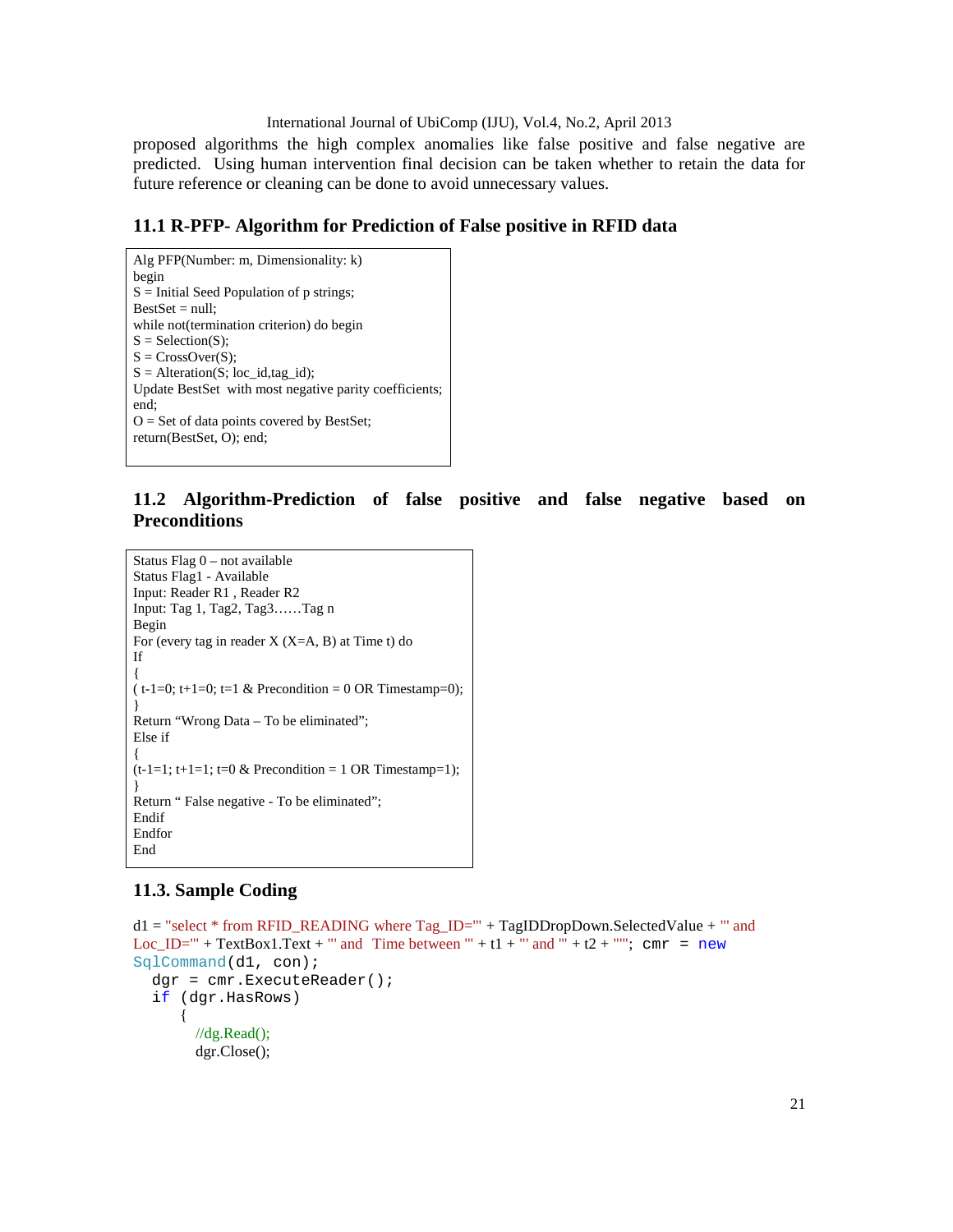proposed algorithms the high complex anomalies like false positive and false negative are predicted. Using human intervention final decision can be taken whether to retain the data for future reference or cleaning can be done to avoid unnecessary values.

### 11.1 R-PFP- Algorithm for Prediction of False positive in RFID data

```
Alg PFP(Number: m, Dimensionality: k)
begin
S = Initial Seed Population of p strings;
BestSet = null;
while not(termination criterion) do begin
S = Selection(S);
S = CrossOver(S);
S = Alteration(S; loc_id,tag_id);
Update BestSet  with most negative parity coefficients;
end;
O = Set of data points covered by BestSet;
return(BestSet, O); end;
```

### 11.2 Algorithm-Prediction of false positive and false negative based on Preconditions

```
Status Flag 0 – not available
Status Flag1 - Available
Input: Reader R1 , Reader R2
Input: Tag 1, Tag2, Tag3……Tag n
Begin
For (every tag in reader X (X=A, B) at Time t) do
If
{
( t-1=0; t+1=0; t=1 & Precondition = 0 OR Timestamp=0);
}
Return "Wrong Data – To be eliminated";
Else if
{
(t-1=1; t+1=1; t=0 & Precondition = 1 OR Timestamp=1);
}
Return " False negative - To be eliminated";
Endif
Endfor
End
```

### 11.3. Sample Coding

```
d1 = "select * from RFID_READING where Tag_ID='" + TagIDDropDown.SelectedValue + "' and
Loc_ID='" + TextBox1.Text + "' and  Time between '" + t1 + "' and '" + t2 + "'"; cmr = new
SqlCommand(d1, con);
  dgr = cmr.ExecuteReader();
  if (dgr.HasRows)
     {
        //dg.Read();
        dgr.Close();
```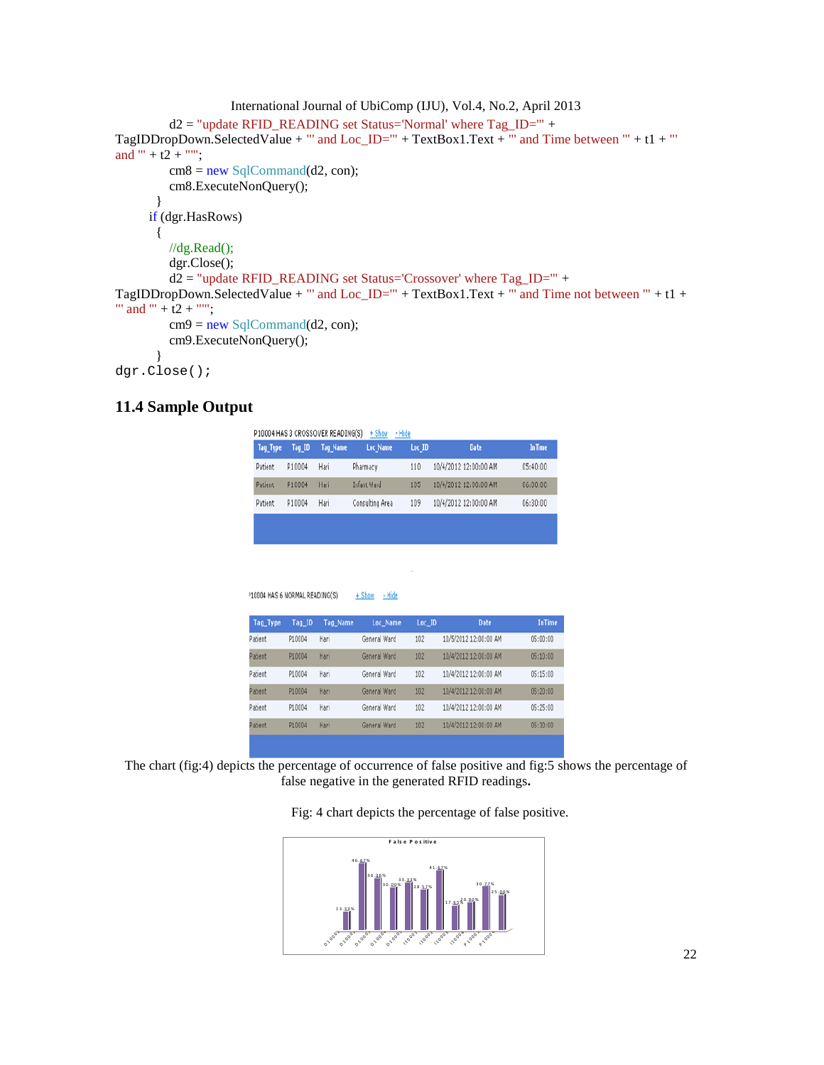```
            d2 = "update RFID_READING set Status='Normal' where Tag_ID='" +
TagIDDropDown.SelectedValue + "' and Loc_ID='" + TextBox1.Text + "' and Time between '" + t1 + "'
and '" + t2 + "'";
            cm8 = new SqlCommand(d2, con);
            cm8.ExecuteNonQuery();
        }
        if (dgr.HasRows)
        {
            //dg.Read();
            dgr.Close();
            d2 = "update RFID_READING set Status='Crossover' where Tag_ID='" +
TagIDDropDown.SelectedValue + "' and Loc_ID='" + TextBox1.Text + "' and Time not between '" + t1 +
"' and '" + t2 + "'";
            cm9 = new SqlCommand(d2, con);
            cm9.ExecuteNonQuery();
        }
dgr.Close();
```

## 11.4 Sample Output

P10004 HAS 3 CROSSOVER READING(S) + Show - Hide

| Tag_Type | Tag_ID | Tag_Name | Loc_Name | Loc_ID | Date | InTime |
|---|---|---|---|---|---|---|
| Patient | P10004 | Hari | Pharmacy | 110 | 10/4/2012 12:00:00 AM | 05:40:00 |
| Patient | P10004 | Hari | Infant Ward | 105 | 10/4/2012 12:00:00 AM | 06:00:00 |
| Patient | P10004 | Hari | Consulting Area | 109 | 10/4/2012 12:00:00 AM | 06:30:00 |

P10004 HAS 6 NORMAL READING(S) + Show - Hide

| Tag_Type | Tag_ID | Tag_Name | Loc_Name | Loc_ID | Date | InTime |
|---|---|---|---|---|---|---|
| Patient | P10004 | Hari | General Ward | 102 | 10/5/2012 12:00:00 AM | 05:00:00 |
| Patient | P10004 | Hari | General Ward | 102 | 10/4/2012 12:00:00 AM | 05:10:00 |
| Patient | P10004 | Hari | General Ward | 102 | 10/4/2012 12:00:00 AM | 05:15:00 |
| Patient | P10004 | Hari | General Ward | 102 | 10/4/2012 12:00:00 AM | 05:20:00 |
| Patient | P10004 | Hari | General Ward | 102 | 10/4/2012 12:00:00 AM | 05:25:00 |
| Patient | P10004 | Hari | General Ward | 102 | 10/4/2012 12:00:00 AM | 05:30:00 |

The chart (fig:4) depicts the percentage of occurrence of false positive and fig:5 shows the percentage of false negative in the generated RFID readings.

Fig: 4 chart depicts the percentage of false positive.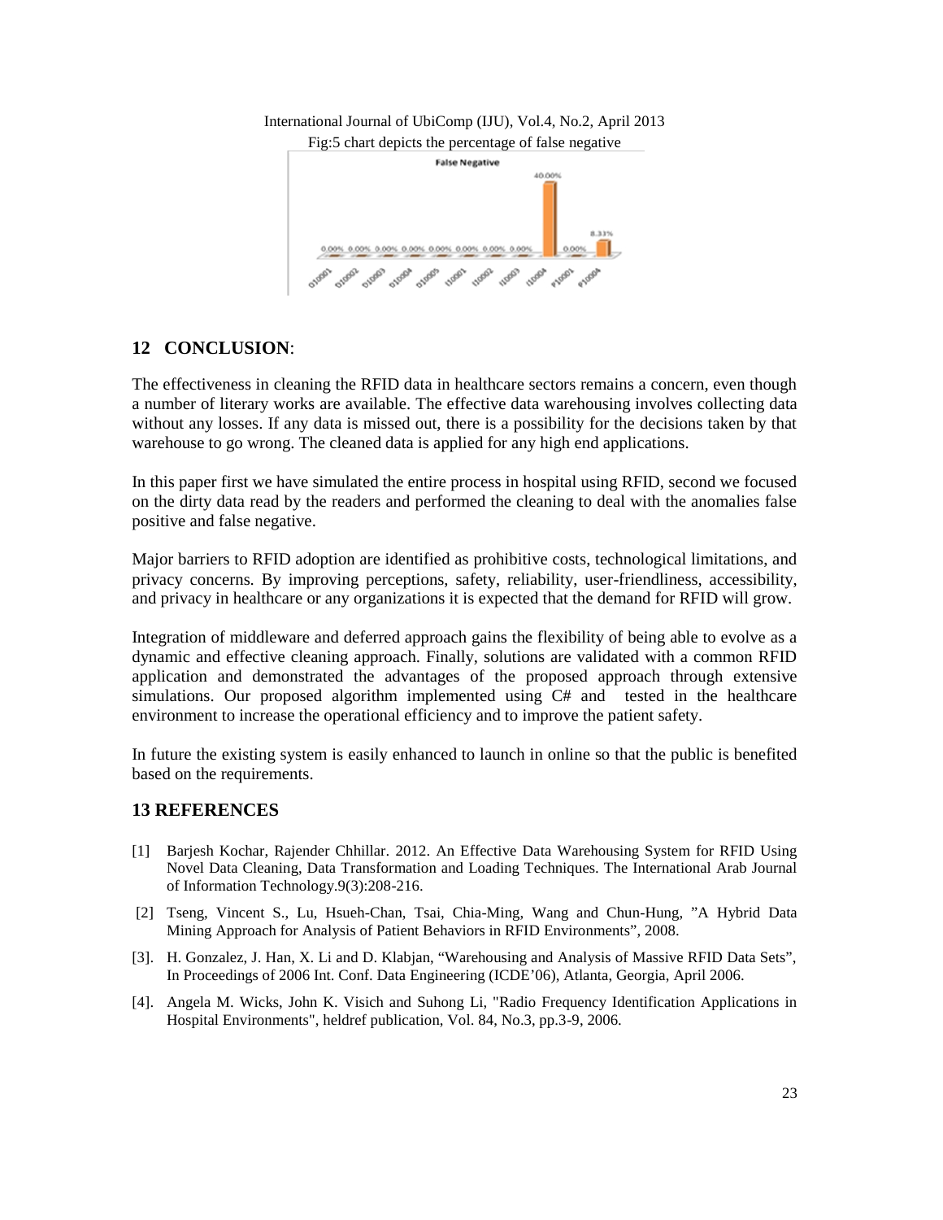Fig:5 chart depicts the percentage of false negative

## 12 CONCLUSION:

The effectiveness in cleaning the RFID data in healthcare sectors remains a concern, even though a number of literary works are available. The effective data warehousing involves collecting data without any losses. If any data is missed out, there is a possibility for the decisions taken by that warehouse to go wrong. The cleaned data is applied for any high end applications.

In this paper first we have simulated the entire process in hospital using RFID, second we focused on the dirty data read by the readers and performed the cleaning to deal with the anomalies false positive and false negative.

Major barriers to RFID adoption are identified as prohibitive costs, technological limitations, and privacy concerns. By improving perceptions, safety, reliability, user-friendliness, accessibility, and privacy in healthcare or any organizations it is expected that the demand for RFID will grow.

Integration of middleware and deferred approach gains the flexibility of being able to evolve as a dynamic and effective cleaning approach. Finally, solutions are validated with a common RFID application and demonstrated the advantages of the proposed approach through extensive simulations. Our proposed algorithm implemented using C# and tested in the healthcare environment to increase the operational efficiency and to improve the patient safety.

In future the existing system is easily enhanced to launch in online so that the public is benefited based on the requirements.

## 13 REFERENCES

[1] Barjesh Kochar, Rajender Chhillar. 2012. An Effective Data Warehousing System for RFID Using Novel Data Cleaning, Data Transformation and Loading Techniques. The International Arab Journal of Information Technology.9(3):208-216.

[2] Tseng, Vincent S., Lu, Hsueh-Chan, Tsai, Chia-Ming, Wang and Chun-Hung, "A Hybrid Data Mining Approach for Analysis of Patient Behaviors in RFID Environments", 2008.

[3]. H. Gonzalez, J. Han, X. Li and D. Klabjan, "Warehousing and Analysis of Massive RFID Data Sets", In Proceedings of 2006 Int. Conf. Data Engineering (ICDE'06), Atlanta, Georgia, April 2006.

[4]. Angela M. Wicks, John K. Visich and Suhong Li, "Radio Frequency Identification Applications in Hospital Environments", heldref publication, Vol. 84, No.3, pp.3-9, 2006.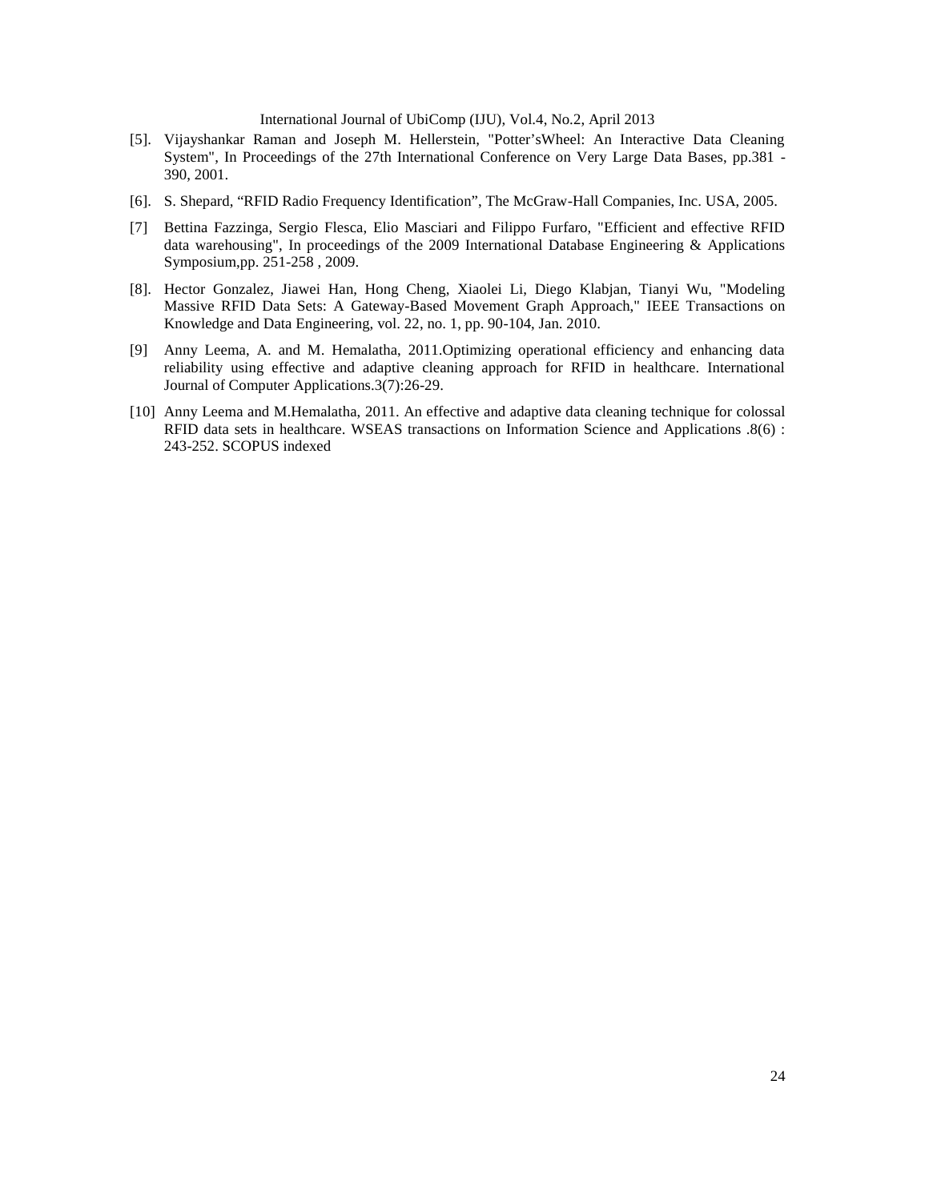[5]. Vijayshankar Raman and Joseph M. Hellerstein, "Potter'sWheel: An Interactive Data Cleaning System", In Proceedings of the 27th International Conference on Very Large Data Bases, pp.381 - 390, 2001.

[6]. S. Shepard, "RFID Radio Frequency Identification", The McGraw-Hall Companies, Inc. USA, 2005.

[7] Bettina Fazzinga, Sergio Flesca, Elio Masciari and Filippo Furfaro, "Efficient and effective RFID data warehousing", In proceedings of the 2009 International Database Engineering & Applications Symposium,pp. 251-258 , 2009.

[8]. Hector Gonzalez, Jiawei Han, Hong Cheng, Xiaolei Li, Diego Klabjan, Tianyi Wu, "Modeling Massive RFID Data Sets: A Gateway-Based Movement Graph Approach," IEEE Transactions on Knowledge and Data Engineering, vol. 22, no. 1, pp. 90-104, Jan. 2010.

[9] Anny Leema, A. and M. Hemalatha, 2011.Optimizing operational efficiency and enhancing data reliability using effective and adaptive cleaning approach for RFID in healthcare. International Journal of Computer Applications.3(7):26-29.

[10] Anny Leema and M.Hemalatha, 2011. An effective and adaptive data cleaning technique for colossal RFID data sets in healthcare. WSEAS transactions on Information Science and Applications .8(6) : 243-252. SCOPUS indexed